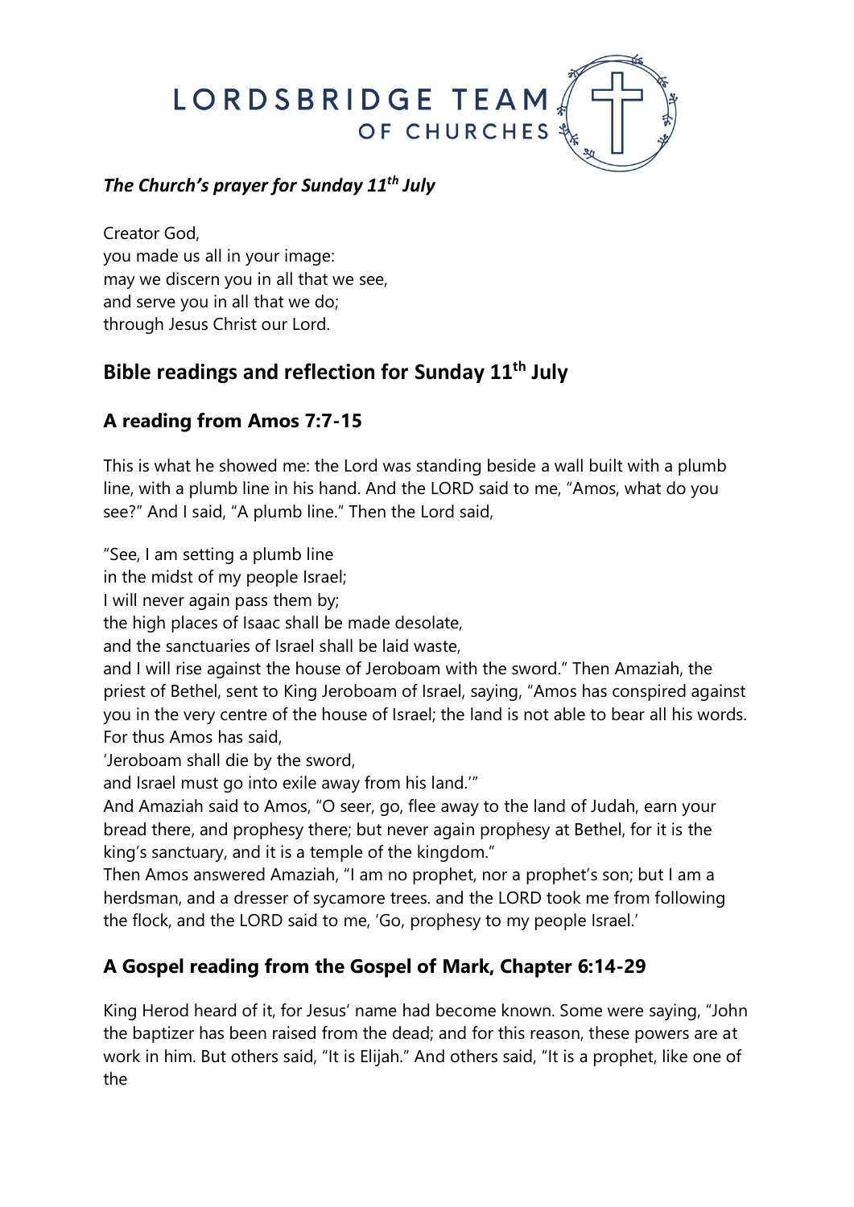# LORDSBRIDGE TEAM OF CHURCHES

***The Church's prayer for Sunday 11th July***

Creator God,
you made us all in your image:
may we discern you in all that we see,
and serve you in all that we do;
through Jesus Christ our Lord.

## Bible readings and reflection for Sunday 11th July

### A reading from Amos 7:7-15

This is what he showed me: the Lord was standing beside a wall built with a plumb line, with a plumb line in his hand. And the LORD said to me, "Amos, what do you see?" And I said, "A plumb line." Then the Lord said,

"See, I am setting a plumb line
in the midst of my people Israel;
I will never again pass them by;
the high places of Isaac shall be made desolate,
and the sanctuaries of Israel shall be laid waste,
and I will rise against the house of Jeroboam with the sword." Then Amaziah, the priest of Bethel, sent to King Jeroboam of Israel, saying, "Amos has conspired against you in the very centre of the house of Israel; the land is not able to bear all his words. For thus Amos has said,
'Jeroboam shall die by the sword,
and Israel must go into exile away from his land.'"
And Amaziah said to Amos, "O seer, go, flee away to the land of Judah, earn your bread there, and prophesy there; but never again prophesy at Bethel, for it is the king's sanctuary, and it is a temple of the kingdom."
Then Amos answered Amaziah, "I am no prophet, nor a prophet's son; but I am a herdsman, and a dresser of sycamore trees. and the LORD took me from following the flock, and the LORD said to me, 'Go, prophesy to my people Israel.'

### A Gospel reading from the Gospel of Mark, Chapter 6:14-29

King Herod heard of it, for Jesus' name had become known. Some were saying, "John the baptizer has been raised from the dead; and for this reason, these powers are at work in him. But others said, "It is Elijah." And others said, "It is a prophet, like one of the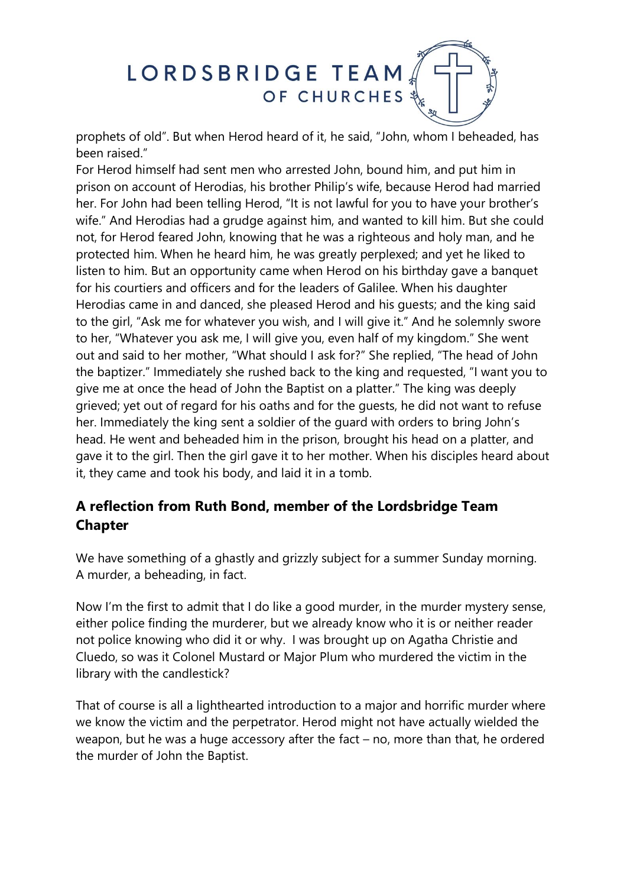prophets of old". But when Herod heard of it, he said, "John, whom I beheaded, has been raised."

For Herod himself had sent men who arrested John, bound him, and put him in prison on account of Herodias, his brother Philip's wife, because Herod had married her. For John had been telling Herod, "It is not lawful for you to have your brother's wife." And Herodias had a grudge against him, and wanted to kill him. But she could not, for Herod feared John, knowing that he was a righteous and holy man, and he protected him. When he heard him, he was greatly perplexed; and yet he liked to listen to him. But an opportunity came when Herod on his birthday gave a banquet for his courtiers and officers and for the leaders of Galilee. When his daughter Herodias came in and danced, she pleased Herod and his guests; and the king said to the girl, "Ask me for whatever you wish, and I will give it." And he solemnly swore to her, "Whatever you ask me, I will give you, even half of my kingdom." She went out and said to her mother, "What should I ask for?" She replied, "The head of John the baptizer." Immediately she rushed back to the king and requested, "I want you to give me at once the head of John the Baptist on a platter." The king was deeply grieved; yet out of regard for his oaths and for the guests, he did not want to refuse her. Immediately the king sent a soldier of the guard with orders to bring John's head. He went and beheaded him in the prison, brought his head on a platter, and gave it to the girl. Then the girl gave it to her mother. When his disciples heard about it, they came and took his body, and laid it in a tomb.

## A reflection from Ruth Bond, member of the Lordsbridge Team Chapter

We have something of a ghastly and grizzly subject for a summer Sunday morning. A murder, a beheading, in fact.

Now I'm the first to admit that I do like a good murder, in the murder mystery sense, either police finding the murderer, but we already know who it is or neither reader not police knowing who did it or why. I was brought up on Agatha Christie and Cluedo, so was it Colonel Mustard or Major Plum who murdered the victim in the library with the candlestick?

That of course is all a lighthearted introduction to a major and horrific murder where we know the victim and the perpetrator. Herod might not have actually wielded the weapon, but he was a huge accessory after the fact – no, more than that, he ordered the murder of John the Baptist.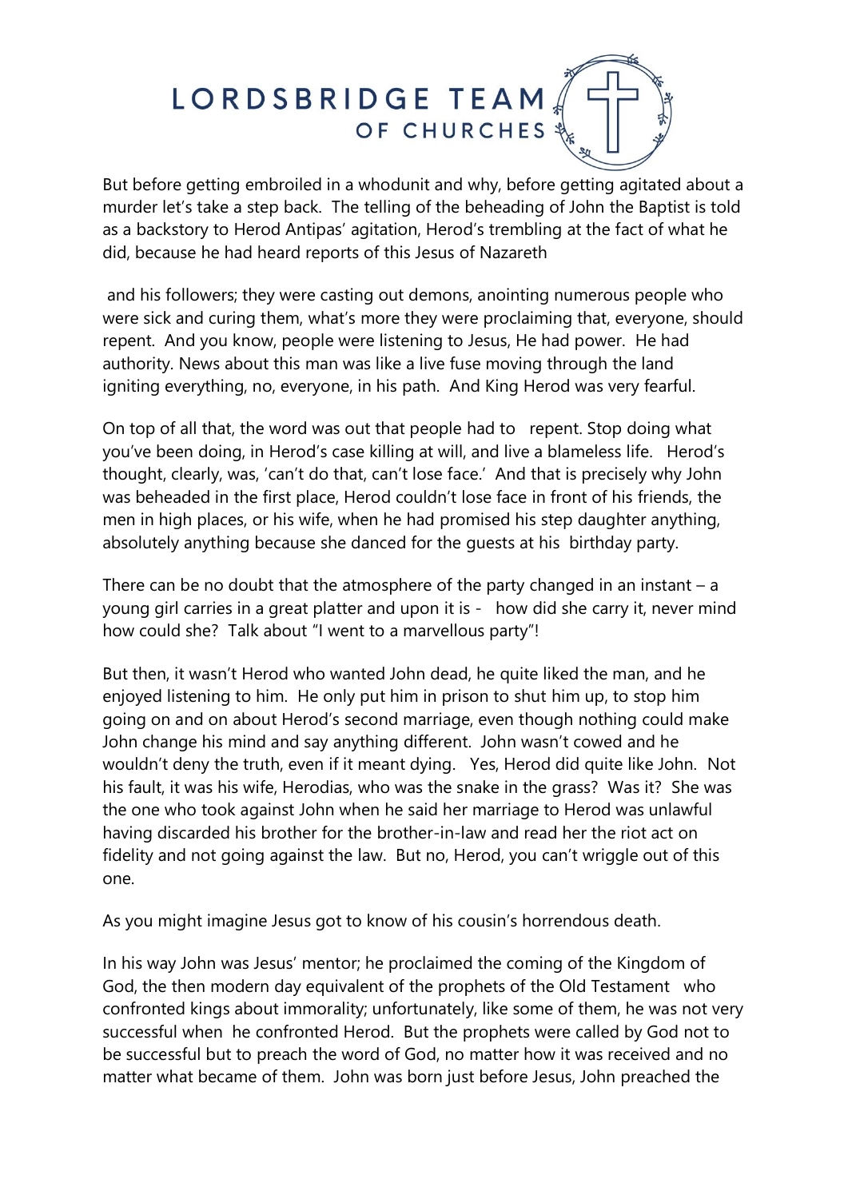But before getting embroiled in a whodunit and why, before getting agitated about a murder let's take a step back. The telling of the beheading of John the Baptist is told as a backstory to Herod Antipas' agitation, Herod's trembling at the fact of what he did, because he had heard reports of this Jesus of Nazareth

and his followers; they were casting out demons, anointing numerous people who were sick and curing them, what's more they were proclaiming that, everyone, should repent. And you know, people were listening to Jesus, He had power. He had authority. News about this man was like a live fuse moving through the land igniting everything, no, everyone, in his path. And King Herod was very fearful.

On top of all that, the word was out that people had to repent. Stop doing what you've been doing, in Herod's case killing at will, and live a blameless life. Herod's thought, clearly, was, 'can't do that, can't lose face.' And that is precisely why John was beheaded in the first place, Herod couldn't lose face in front of his friends, the men in high places, or his wife, when he had promised his step daughter anything, absolutely anything because she danced for the guests at his birthday party.

There can be no doubt that the atmosphere of the party changed in an instant – a young girl carries in a great platter and upon it is - how did she carry it, never mind how could she? Talk about "I went to a marvellous party"!

But then, it wasn't Herod who wanted John dead, he quite liked the man, and he enjoyed listening to him. He only put him in prison to shut him up, to stop him going on and on about Herod's second marriage, even though nothing could make John change his mind and say anything different. John wasn't cowed and he wouldn't deny the truth, even if it meant dying. Yes, Herod did quite like John. Not his fault, it was his wife, Herodias, who was the snake in the grass? Was it? She was the one who took against John when he said her marriage to Herod was unlawful having discarded his brother for the brother-in-law and read her the riot act on fidelity and not going against the law. But no, Herod, you can't wriggle out of this one.

As you might imagine Jesus got to know of his cousin's horrendous death.

In his way John was Jesus' mentor; he proclaimed the coming of the Kingdom of God, the then modern day equivalent of the prophets of the Old Testament who confronted kings about immorality; unfortunately, like some of them, he was not very successful when he confronted Herod. But the prophets were called by God not to be successful but to preach the word of God, no matter how it was received and no matter what became of them. John was born just before Jesus, John preached the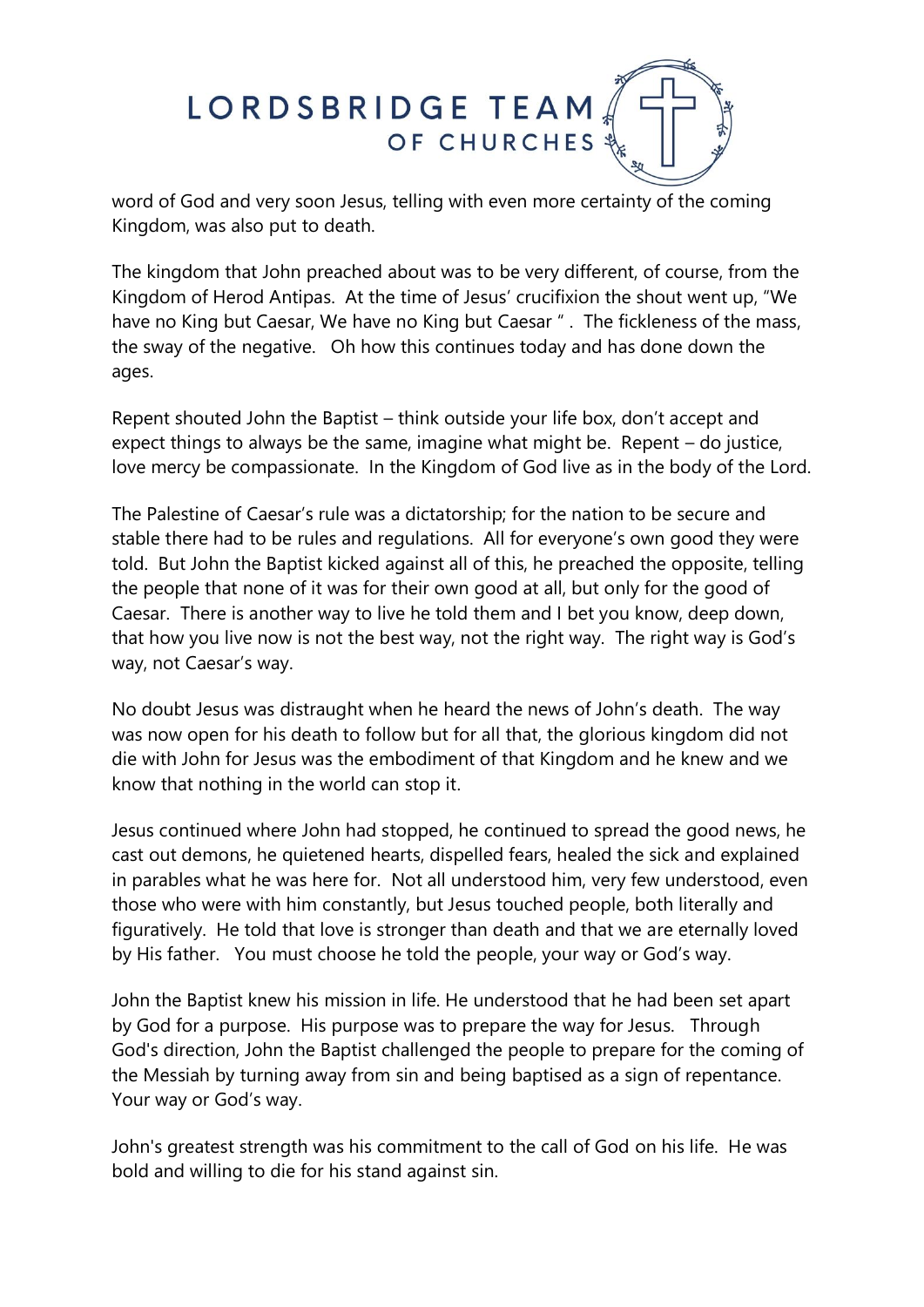word of God and very soon Jesus, telling with even more certainty of the coming Kingdom, was also put to death.

The kingdom that John preached about was to be very different, of course, from the Kingdom of Herod Antipas. At the time of Jesus' crucifixion the shout went up, "We have no King but Caesar, We have no King but Caesar " . The fickleness of the mass, the sway of the negative. Oh how this continues today and has done down the ages.

Repent shouted John the Baptist – think outside your life box, don't accept and expect things to always be the same, imagine what might be. Repent – do justice, love mercy be compassionate. In the Kingdom of God live as in the body of the Lord.

The Palestine of Caesar's rule was a dictatorship; for the nation to be secure and stable there had to be rules and regulations. All for everyone's own good they were told. But John the Baptist kicked against all of this, he preached the opposite, telling the people that none of it was for their own good at all, but only for the good of Caesar. There is another way to live he told them and I bet you know, deep down, that how you live now is not the best way, not the right way. The right way is God's way, not Caesar's way.

No doubt Jesus was distraught when he heard the news of John's death. The way was now open for his death to follow but for all that, the glorious kingdom did not die with John for Jesus was the embodiment of that Kingdom and he knew and we know that nothing in the world can stop it.

Jesus continued where John had stopped, he continued to spread the good news, he cast out demons, he quietened hearts, dispelled fears, healed the sick and explained in parables what he was here for. Not all understood him, very few understood, even those who were with him constantly, but Jesus touched people, both literally and figuratively. He told that love is stronger than death and that we are eternally loved by His father. You must choose he told the people, your way or God's way.

John the Baptist knew his mission in life. He understood that he had been set apart by God for a purpose. His purpose was to prepare the way for Jesus. Through God's direction, John the Baptist challenged the people to prepare for the coming of the Messiah by turning away from sin and being baptised as a sign of repentance. Your way or God's way.

John's greatest strength was his commitment to the call of God on his life. He was bold and willing to die for his stand against sin.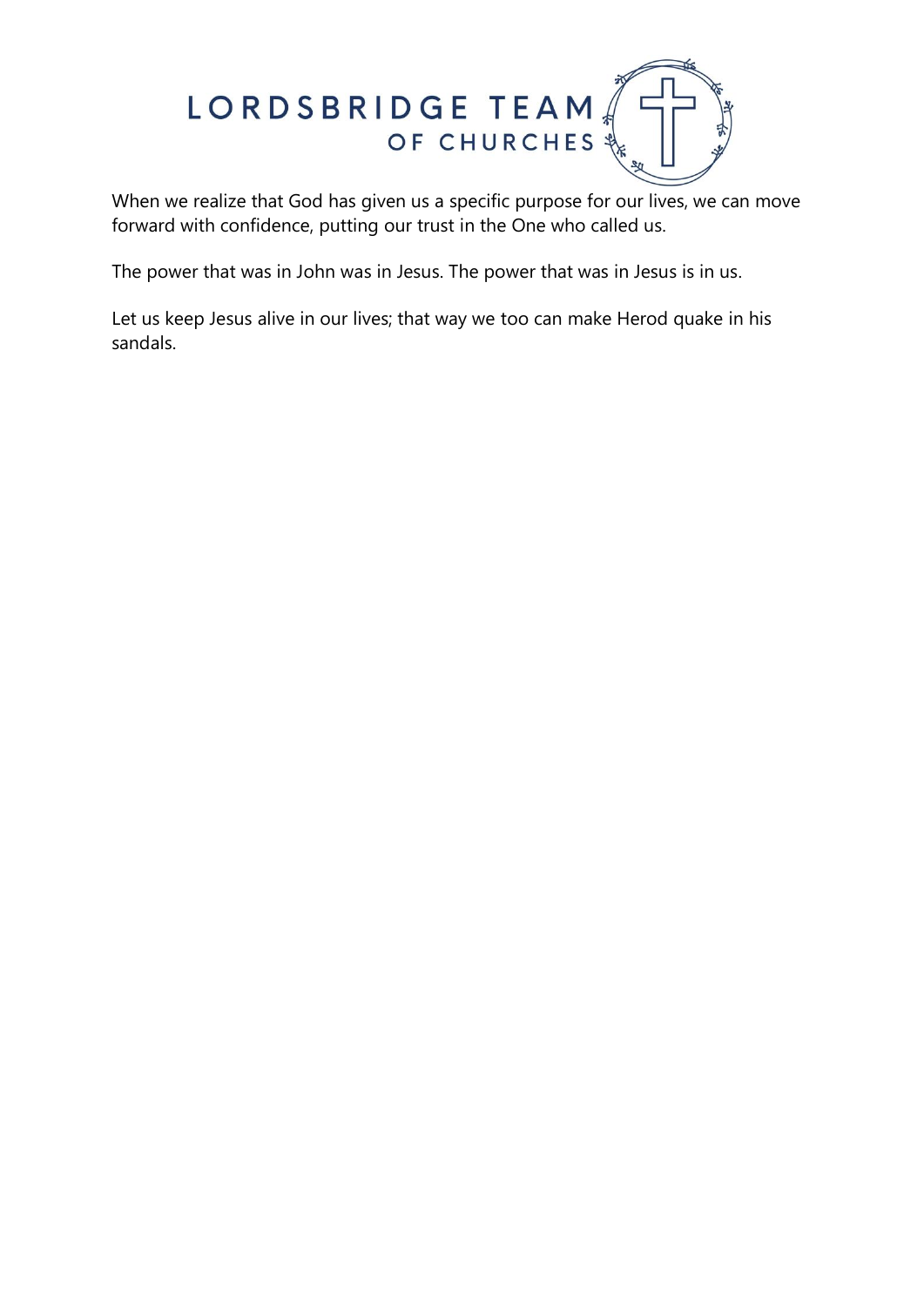When we realize that God has given us a specific purpose for our lives, we can move forward with confidence, putting our trust in the One who called us.

The power that was in John was in Jesus. The power that was in Jesus is in us.

Let us keep Jesus alive in our lives; that way we too can make Herod quake in his sandals.